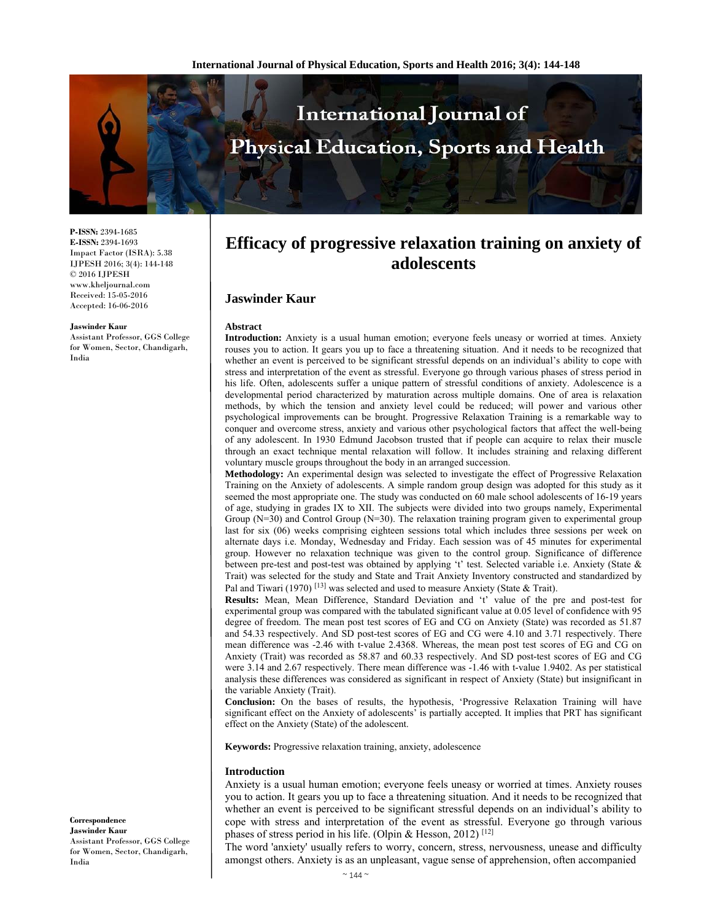**P-ISSN:** 2394-1685
**E-ISSN:** 2394-1693
Impact Factor (ISRA): 5.38
IJPESH 2016; 3(4): 144-148
© 2016 IJPESH
www.kheljournal.com
Received: 15-05-2016
Accepted: 16-06-2016

**Jaswinder Kaur**
Assistant Professor, GGS College for Women, Sector, Chandigarh, India

**Correspondence**
**Jaswinder Kaur**
Assistant Professor, GGS College for Women, Sector, Chandigarh, India

# Efficacy of progressive relaxation training on anxiety of adolescents

## Jaswinder Kaur

### Abstract

**Introduction:** Anxiety is a usual human emotion; everyone feels uneasy or worried at times. Anxiety rouses you to action. It gears you up to face a threatening situation. And it needs to be recognized that whether an event is perceived to be significant stressful depends on an individual's ability to cope with stress and interpretation of the event as stressful. Everyone go through various phases of stress period in his life. Often, adolescents suffer a unique pattern of stressful conditions of anxiety. Adolescence is a developmental period characterized by maturation across multiple domains. One of area is relaxation methods, by which the tension and anxiety level could be reduced; will power and various other psychological improvements can be brought. Progressive Relaxation Training is a remarkable way to conquer and overcome stress, anxiety and various other psychological factors that affect the well-being of any adolescent. In 1930 Edmund Jacobson trusted that if people can acquire to relax their muscle through an exact technique mental relaxation will follow. It includes straining and relaxing different voluntary muscle groups throughout the body in an arranged succession.

**Methodology:** An experimental design was selected to investigate the effect of Progressive Relaxation Training on the Anxiety of adolescents. A simple random group design was adopted for this study as it seemed the most appropriate one. The study was conducted on 60 male school adolescents of 16-19 years of age, studying in grades IX to XII. The subjects were divided into two groups namely, Experimental Group (N=30) and Control Group (N=30). The relaxation training program given to experimental group last for six (06) weeks comprising eighteen sessions total which includes three sessions per week on alternate days i.e. Monday, Wednesday and Friday. Each session was of 45 minutes for experimental group. However no relaxation technique was given to the control group. Significance of difference between pre-test and post-test was obtained by applying 't' test. Selected variable i.e. Anxiety (State & Trait) was selected for the study and State and Trait Anxiety Inventory constructed and standardized by Pal and Tiwari (1970) [13] was selected and used to measure Anxiety (State & Trait).

**Results:** Mean, Mean Difference, Standard Deviation and 't' value of the pre and post-test for experimental group was compared with the tabulated significant value at 0.05 level of confidence with 95 degree of freedom. The mean post test scores of EG and CG on Anxiety (State) was recorded as 51.87 and 54.33 respectively. And SD post-test scores of EG and CG were 4.10 and 3.71 respectively. There mean difference was -2.46 with t-value 2.4368. Whereas, the mean post test scores of EG and CG on Anxiety (Trait) was recorded as 58.87 and 60.33 respectively. And SD post-test scores of EG and CG were 3.14 and 2.67 respectively. There mean difference was -1.46 with t-value 1.9402. As per statistical analysis these differences was considered as significant in respect of Anxiety (State) but insignificant in the variable Anxiety (Trait).

**Conclusion:** On the bases of results, the hypothesis, 'Progressive Relaxation Training will have significant effect on the Anxiety of adolescents' is partially accepted. It implies that PRT has significant effect on the Anxiety (State) of the adolescent.

**Keywords:** Progressive relaxation training, anxiety, adolescence

### Introduction

Anxiety is a usual human emotion; everyone feels uneasy or worried at times. Anxiety rouses you to action. It gears you up to face a threatening situation. And it needs to be recognized that whether an event is perceived to be significant stressful depends on an individual's ability to cope with stress and interpretation of the event as stressful. Everyone go through various phases of stress period in his life. (Olpin & Hesson, 2012) [12]

The word 'anxiety' usually refers to worry, concern, stress, nervousness, unease and difficulty amongst others. Anxiety is as an unpleasant, vague sense of apprehension, often accompanied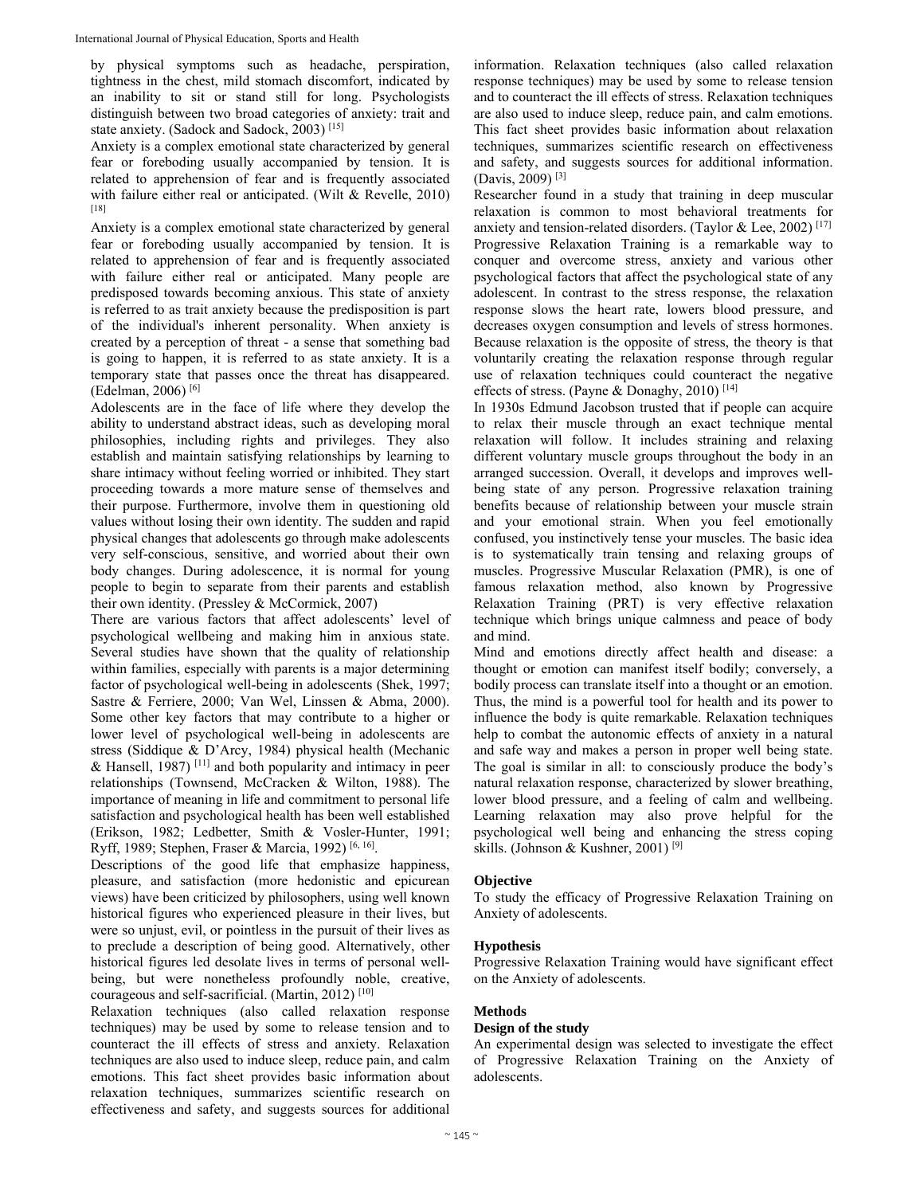by physical symptoms such as headache, perspiration, tightness in the chest, mild stomach discomfort, indicated by an inability to sit or stand still for long. Psychologists distinguish between two broad categories of anxiety: trait and state anxiety. (Sadock and Sadock, 2003) [15]

Anxiety is a complex emotional state characterized by general fear or foreboding usually accompanied by tension. It is related to apprehension of fear and is frequently associated with failure either real or anticipated. (Wilt & Revelle, 2010) [18]

Anxiety is a complex emotional state characterized by general fear or foreboding usually accompanied by tension. It is related to apprehension of fear and is frequently associated with failure either real or anticipated. Many people are predisposed towards becoming anxious. This state of anxiety is referred to as trait anxiety because the predisposition is part of the individual's inherent personality. When anxiety is created by a perception of threat - a sense that something bad is going to happen, it is referred to as state anxiety. It is a temporary state that passes once the threat has disappeared. (Edelman, 2006) [6]

Adolescents are in the face of life where they develop the ability to understand abstract ideas, such as developing moral philosophies, including rights and privileges. They also establish and maintain satisfying relationships by learning to share intimacy without feeling worried or inhibited. They start proceeding towards a more mature sense of themselves and their purpose. Furthermore, involve them in questioning old values without losing their own identity. The sudden and rapid physical changes that adolescents go through make adolescents very self-conscious, sensitive, and worried about their own body changes. During adolescence, it is normal for young people to begin to separate from their parents and establish their own identity. (Pressley & McCormick, 2007)

There are various factors that affect adolescents' level of psychological wellbeing and making him in anxious state. Several studies have shown that the quality of relationship within families, especially with parents is a major determining factor of psychological well-being in adolescents (Shek, 1997; Sastre & Ferriere, 2000; Van Wel, Linssen & Abma, 2000). Some other key factors that may contribute to a higher or lower level of psychological well-being in adolescents are stress (Siddique & D'Arcy, 1984) physical health (Mechanic & Hansell, 1987) [11] and both popularity and intimacy in peer relationships (Townsend, McCracken & Wilton, 1988). The importance of meaning in life and commitment to personal life satisfaction and psychological health has been well established (Erikson, 1982; Ledbetter, Smith & Vosler-Hunter, 1991; Ryff, 1989; Stephen, Fraser & Marcia, 1992) [6, 16].

Descriptions of the good life that emphasize happiness, pleasure, and satisfaction (more hedonistic and epicurean views) have been criticized by philosophers, using well known historical figures who experienced pleasure in their lives, but were so unjust, evil, or pointless in the pursuit of their lives as to preclude a description of being good. Alternatively, other historical figures led desolate lives in terms of personal well-being, but were nonetheless profoundly noble, creative, courageous and self-sacrificial. (Martin, 2012) [10]

Relaxation techniques (also called relaxation response techniques) may be used by some to release tension and to counteract the ill effects of stress and anxiety. Relaxation techniques are also used to induce sleep, reduce pain, and calm emotions. This fact sheet provides basic information about relaxation techniques, summarizes scientific research on effectiveness and safety, and suggests sources for additional information. Relaxation techniques (also called relaxation response techniques) may be used by some to release tension and to counteract the ill effects of stress. Relaxation techniques are also used to induce sleep, reduce pain, and calm emotions. This fact sheet provides basic information about relaxation techniques, summarizes scientific research on effectiveness and safety, and suggests sources for additional information. (Davis, 2009) [3]

Researcher found in a study that training in deep muscular relaxation is common to most behavioral treatments for anxiety and tension-related disorders. (Taylor & Lee, 2002) [17]

Progressive Relaxation Training is a remarkable way to conquer and overcome stress, anxiety and various other psychological factors that affect the psychological state of any adolescent. In contrast to the stress response, the relaxation response slows the heart rate, lowers blood pressure, and decreases oxygen consumption and levels of stress hormones. Because relaxation is the opposite of stress, the theory is that voluntarily creating the relaxation response through regular use of relaxation techniques could counteract the negative effects of stress. (Payne & Donaghy, 2010) [14]

In 1930s Edmund Jacobson trusted that if people can acquire to relax their muscle through an exact technique mental relaxation will follow. It includes straining and relaxing different voluntary muscle groups throughout the body in an arranged succession. Overall, it develops and improves well-being state of any person. Progressive relaxation training benefits because of relationship between your muscle strain and your emotional strain. When you feel emotionally confused, you instinctively tense your muscles. The basic idea is to systematically train tensing and relaxing groups of muscles. Progressive Muscular Relaxation (PMR), is one of famous relaxation method, also known by Progressive Relaxation Training (PRT) is very effective relaxation technique which brings unique calmness and peace of body and mind.

Mind and emotions directly affect health and disease: a thought or emotion can manifest itself bodily; conversely, a bodily process can translate itself into a thought or an emotion. Thus, the mind is a powerful tool for health and its power to influence the body is quite remarkable. Relaxation techniques help to combat the autonomic effects of anxiety in a natural and safe way and makes a person in proper well being state. The goal is similar in all: to consciously produce the body's natural relaxation response, characterized by slower breathing, lower blood pressure, and a feeling of calm and wellbeing. Learning relaxation may also prove helpful for the psychological well being and enhancing the stress coping skills. (Johnson & Kushner, 2001) [9]

## Objective

To study the efficacy of Progressive Relaxation Training on Anxiety of adolescents.

## Hypothesis

Progressive Relaxation Training would have significant effect on the Anxiety of adolescents.

## Methods

### Design of the study

An experimental design was selected to investigate the effect of Progressive Relaxation Training on the Anxiety of adolescents.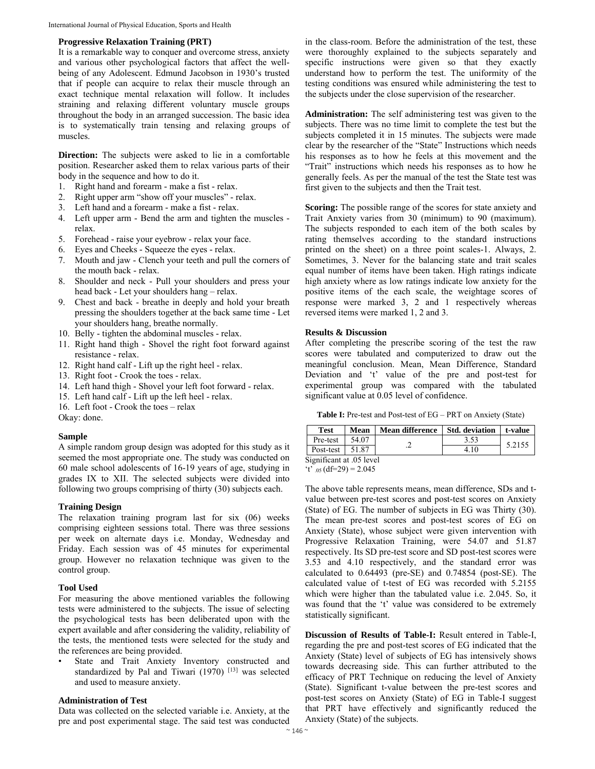### Progressive Relaxation Training (PRT)

It is a remarkable way to conquer and overcome stress, anxiety and various other psychological factors that affect the well-being of any Adolescent. Edmund Jacobson in 1930's trusted that if people can acquire to relax their muscle through an exact technique mental relaxation will follow. It includes straining and relaxing different voluntary muscle groups throughout the body in an arranged succession. The basic idea is to systematically train tensing and relaxing groups of muscles.

**Direction:** The subjects were asked to lie in a comfortable position. Researcher asked them to relax various parts of their body in the sequence and how to do it.

1. Right hand and forearm - make a fist - relax.
2. Right upper arm "show off your muscles" - relax.
3. Left hand and a forearm - make a fist - relax.
4. Left upper arm - Bend the arm and tighten the muscles - relax.
5. Forehead - raise your eyebrow - relax your face.
6. Eyes and Cheeks - Squeeze the eyes - relax.
7. Mouth and jaw - Clench your teeth and pull the corners of the mouth back - relax.
8. Shoulder and neck - Pull your shoulders and press your head back - Let your shoulders hang – relax.
9. Chest and back - breathe in deeply and hold your breath pressing the shoulders together at the back same time - Let your shoulders hang, breathe normally.
10. Belly - tighten the abdominal muscles - relax.
11. Right hand thigh - Shovel the right foot forward against resistance - relax.
12. Right hand calf - Lift up the right heel - relax.
13. Right foot - Crook the toes - relax.
14. Left hand thigh - Shovel your left foot forward - relax.
15. Left hand calf - Lift up the left heel - relax.
16. Left foot - Crook the toes – relax

Okay: done.

### Sample

A simple random group design was adopted for this study as it seemed the most appropriate one. The study was conducted on 60 male school adolescents of 16-19 years of age, studying in grades IX to XII. The selected subjects were divided into following two groups comprising of thirty (30) subjects each.

### Training Design

The relaxation training program last for six (06) weeks comprising eighteen sessions total. There was three sessions per week on alternate days i.e. Monday, Wednesday and Friday. Each session was of 45 minutes for experimental group. However no relaxation technique was given to the control group.

### Tool Used

For measuring the above mentioned variables the following tests were administered to the subjects. The issue of selecting the psychological tests has been deliberated upon with the expert available and after considering the validity, reliability of the tests, the mentioned tests were selected for the study and the references are being provided.

- State and Trait Anxiety Inventory constructed and standardized by Pal and Tiwari (1970) [13] was selected and used to measure anxiety.

### Administration of Test

Data was collected on the selected variable i.e. Anxiety, at the pre and post experimental stage. The said test was conducted in the class-room. Before the administration of the test, these were thoroughly explained to the subjects separately and specific instructions were given so that they exactly understand how to perform the test. The uniformity of the testing conditions was ensured while administering the test to the subjects under the close supervision of the researcher.

**Administration:** The self administering test was given to the subjects. There was no time limit to complete the test but the subjects completed it in 15 minutes. The subjects were made clear by the researcher of the "State" Instructions which needs his responses as to how he feels at this movement and the "Trait" instructions which needs his responses as to how he generally feels. As per the manual of the test the State test was first given to the subjects and then the Trait test.

**Scoring:** The possible range of the scores for state anxiety and Trait Anxiety varies from 30 (minimum) to 90 (maximum). The subjects responded to each item of the both scales by rating themselves according to the standard instructions printed on the sheet) on a three point scales-1. Always, 2. Sometimes, 3. Never for the balancing state and trait scales equal number of items have been taken. High ratings indicate high anxiety where as low ratings indicate low anxiety for the positive items of the each scale, the weightage scores of response were marked 3, 2 and 1 respectively whereas reversed items were marked 1, 2 and 3.

### Results & Discussion

After completing the prescribe scoring of the test the raw scores were tabulated and computerized to draw out the meaningful conclusion. Mean, Mean Difference, Standard Deviation and 't' value of the pre and post-test for experimental group was compared with the tabulated significant value at 0.05 level of confidence.

**Table I:** Pre-test and Post-test of EG – PRT on Anxiety (State)

| Test | Mean | Mean difference | Std. deviation | t-value |
|---|---|---|---|---|
| Pre-test | 54.07 | .2 | 3.53 | 5.2155 |
| Post-test | 51.87 | | 4.10 | |

Significant at .05 level
$'t'_{.05}$ (df=29) = 2.045

The above table represents means, mean difference, SDs and t-value between pre-test scores and post-test scores on Anxiety (State) of EG. The number of subjects in EG was Thirty (30). The mean pre-test scores and post-test scores of EG on Anxiety (State), whose subject were given intervention with Progressive Relaxation Training, were 54.07 and 51.87 respectively. Its SD pre-test score and SD post-test scores were 3.53 and 4.10 respectively, and the standard error was calculated to 0.64493 (pre-SE) and 0.74854 (post-SE). The calculated value of t-test of EG was recorded with 5.2155 which were higher than the tabulated value i.e. 2.045. So, it was found that the 't' value was considered to be extremely statistically significant.

**Discussion of Results of Table-I:** Result entered in Table-I, regarding the pre and post-test scores of EG indicated that the Anxiety (State) level of subjects of EG has intensively shows towards decreasing side. This can further attributed to the efficacy of PRT Technique on reducing the level of Anxiety (State). Significant t-value between the pre-test scores and post-test scores on Anxiety (State) of EG in Table-I suggest that PRT have effectively and significantly reduced the Anxiety (State) of the subjects.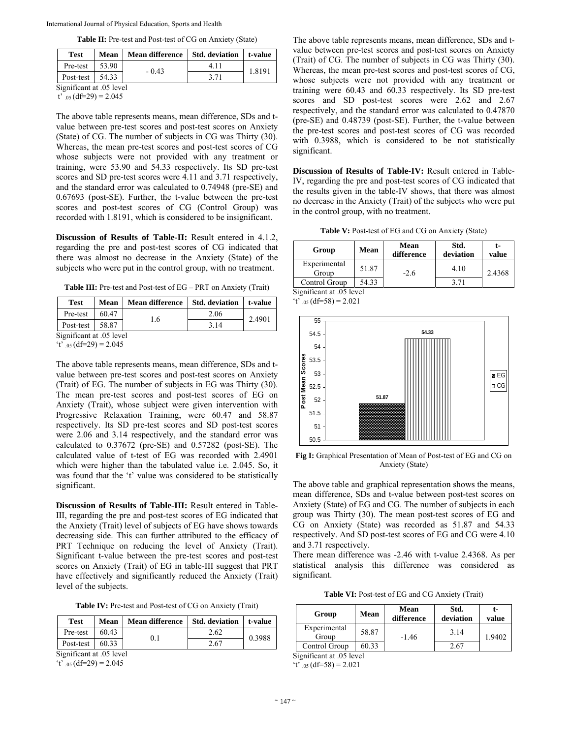**Table II:** Pre-test and Post-test of CG on Anxiety (State)

| Test | Mean | Mean difference | Std. deviation | t-value |
|---|---|---|---|---|
| Pre-test | 53.90 | - 0.43 | 4.11 | 1.8191 |
| Post-test | 54.33 | | 3.71 | |

Significant at .05 level
t' $_{.05}$ (df=29) = 2.045

The above table represents means, mean difference, SDs and t-value between pre-test scores and post-test scores on Anxiety (State) of CG. The number of subjects in CG was Thirty (30). Whereas, the mean pre-test scores and post-test scores of CG whose subjects were not provided with any treatment or training, were 53.90 and 54.33 respectively. Its SD pre-test scores and SD pre-test scores were 4.11 and 3.71 respectively, and the standard error was calculated to 0.74948 (pre-SE) and 0.67693 (post-SE). Further, the t-value between the pre-test scores and post-test scores of CG (Control Group) was recorded with 1.8191, which is considered to be insignificant.

**Discussion of Results of Table-II:** Result entered in 4.1.2, regarding the pre and post-test scores of CG indicated that there was almost no decrease in the Anxiety (State) of the subjects who were put in the control group, with no treatment.

**Table III:** Pre-test and Post-test of EG – PRT on Anxiety (Trait)

| Test | Mean | Mean difference | Std. deviation | t-value |
|---|---|---|---|---|
| Pre-test | 60.47 | 1.6 | 2.06 | 2.4901 |
| Post-test | 58.87 | | 3.14 | |

Significant at .05 level
't' $_{.05}$ (df=29) = 2.045

The above table represents means, mean difference, SDs and t-value between pre-test scores and post-test scores on Anxiety (Trait) of EG. The number of subjects in EG was Thirty (30). The mean pre-test scores and post-test scores of EG on Anxiety (Trait), whose subject were given intervention with Progressive Relaxation Training, were 60.47 and 58.87 respectively. Its SD pre-test scores and SD post-test scores were 2.06 and 3.14 respectively, and the standard error was calculated to 0.37672 (pre-SE) and 0.57282 (post-SE). The calculated value of t-test of EG was recorded with 2.4901 which were higher than the tabulated value i.e. 2.045. So, it was found that the 't' value was considered to be statistically significant.

**Discussion of Results of Table-III:** Result entered in Table-III, regarding the pre and post-test scores of EG indicated that the Anxiety (Trait) level of subjects of EG have shows towards decreasing side. This can further attributed to the efficacy of PRT Technique on reducing the level of Anxiety (Trait). Significant t-value between the pre-test scores and post-test scores on Anxiety (Trait) of EG in table-III suggest that PRT have effectively and significantly reduced the Anxiety (Trait) level of the subjects.

**Table IV:** Pre-test and Post-test of CG on Anxiety (Trait)

| Test | Mean | Mean difference | Std. deviation | t-value |
|---|---|---|---|---|
| Pre-test | 60.43 | 0.1 | 2.62 | 0.3988 |
| Post-test | 60.33 | | 2.67 | |

Significant at .05 level
't' $_{.05}$ (df=29) = 2.045

The above table represents means, mean difference, SDs and t-value between pre-test scores and post-test scores on Anxiety (Trait) of CG. The number of subjects in CG was Thirty (30). Whereas, the mean pre-test scores and post-test scores of CG, whose subjects were not provided with any treatment or training were 60.43 and 60.33 respectively. Its SD pre-test scores and SD post-test scores were 2.62 and 2.67 respectively, and the standard error was calculated to 0.47870 (pre-SE) and 0.48739 (post-SE). Further, the t-value between the pre-test scores and post-test scores of CG was recorded with 0.3988, which is considered to be not statistically significant.

**Discussion of Results of Table-IV:** Result entered in Table-IV, regarding the pre and post-test scores of CG indicated that the results given in the table-IV shows, that there was almost no decrease in the Anxiety (Trait) of the subjects who were put in the control group, with no treatment.

**Table V:** Post-test of EG and CG on Anxiety (State)

| Group | Mean | Mean difference | Std. deviation | t-value |
|---|---|---|---|---|
| Experimental Group | 51.87 | -2.6 | 4.10 | 2.4368 |
| Control Group | 54.33 | | 3.71 | |

Significant at .05 level
't' $_{.05}$ (df=58) = 2.021

**Fig I:** Graphical Presentation of Mean of Post-test of EG and CG on Anxiety (State)

The above table and graphical representation shows the means, mean difference, SDs and t-value between post-test scores on Anxiety (State) of EG and CG. The number of subjects in each group was Thirty (30). The mean post-test scores of EG and CG on Anxiety (State) was recorded as 51.87 and 54.33 respectively. And SD post-test scores of EG and CG were 4.10 and 3.71 respectively.

There mean difference was -2.46 with t-value 2.4368. As per statistical analysis this difference was considered as significant.

**Table VI:** Post-test of EG and CG Anxiety (Trait)

| Group | Mean | Mean difference | Std. deviation | t-value |
|---|---|---|---|---|
| Experimental Group | 58.87 | -1.46 | 3.14 | 1.9402 |
| Control Group | 60.33 | | 2.67 | |

Significant at .05 level
't' $_{.05}$ (df=58) = 2.021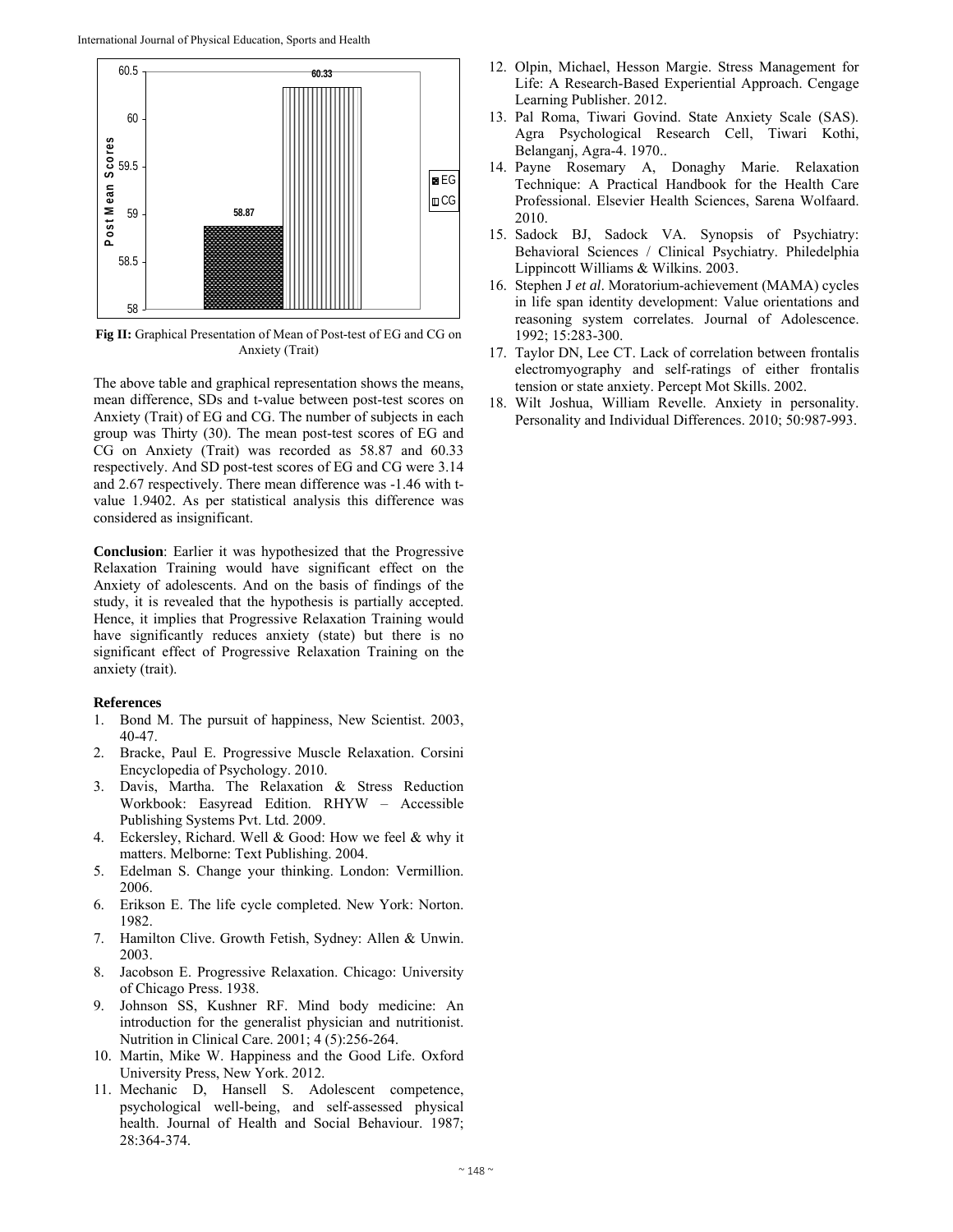60.5
60.33
60
59.5
59
58.87
58.5
58
Post Mean Scores
EG
CG

**Fig II:** Graphical Presentation of Mean of Post-test of EG and CG on Anxiety (Trait)

The above table and graphical representation shows the means, mean difference, SDs and t-value between post-test scores on Anxiety (Trait) of EG and CG. The number of subjects in each group was Thirty (30). The mean post-test scores of EG and CG on Anxiety (Trait) was recorded as 58.87 and 60.33 respectively. And SD post-test scores of EG and CG were 3.14 and 2.67 respectively. There mean difference was -1.46 with t-value 1.9402. As per statistical analysis this difference was considered as insignificant.

**Conclusion**: Earlier it was hypothesized that the Progressive Relaxation Training would have significant effect on the Anxiety of adolescents. And on the basis of findings of the study, it is revealed that the hypothesis is partially accepted. Hence, it implies that Progressive Relaxation Training would have significantly reduces anxiety (state) but there is no significant effect of Progressive Relaxation Training on the anxiety (trait).

### References

1. Bond M. The pursuit of happiness, New Scientist. 2003, 40-47.
2. Bracke, Paul E. Progressive Muscle Relaxation. Corsini Encyclopedia of Psychology. 2010.
3. Davis, Martha. The Relaxation & Stress Reduction Workbook: Easyread Edition. RHYW – Accessible Publishing Systems Pvt. Ltd. 2009.
4. Eckersley, Richard. Well & Good: How we feel & why it matters. Melborne: Text Publishing. 2004.
5. Edelman S. Change your thinking. London: Vermillion. 2006.
6. Erikson E. The life cycle completed. New York: Norton. 1982.
7. Hamilton Clive. Growth Fetish, Sydney: Allen & Unwin. 2003.
8. Jacobson E. Progressive Relaxation. Chicago: University of Chicago Press. 1938.
9. Johnson SS, Kushner RF. Mind body medicine: An introduction for the generalist physician and nutritionist. Nutrition in Clinical Care. 2001; 4 (5):256-264.
10. Martin, Mike W. Happiness and the Good Life. Oxford University Press, New York. 2012.
11. Mechanic D, Hansell S. Adolescent competence, psychological well-being, and self-assessed physical health. Journal of Health and Social Behaviour. 1987; 28:364-374.
12. Olpin, Michael, Hesson Margie. Stress Management for Life: A Research-Based Experiential Approach. Cengage Learning Publisher. 2012.
13. Pal Roma, Tiwari Govind. State Anxiety Scale (SAS). Agra Psychological Research Cell, Tiwari Kothi, Belanganj, Agra-4. 1970..
14. Payne Rosemary A, Donaghy Marie. Relaxation Technique: A Practical Handbook for the Health Care Professional. Elsevier Health Sciences, Sarena Wolfaard. 2010.
15. Sadock BJ, Sadock VA. Synopsis of Psychiatry: Behavioral Sciences / Clinical Psychiatry. Philedelphia Lippincott Williams & Wilkins. 2003.
16. Stephen J *et al*. Moratorium-achievement (MAMA) cycles in life span identity development: Value orientations and reasoning system correlates. Journal of Adolescence. 1992; 15:283-300.
17. Taylor DN, Lee CT. Lack of correlation between frontalis electromyography and self-ratings of either frontalis tension or state anxiety. Percept Mot Skills. 2002.
18. Wilt Joshua, William Revelle. Anxiety in personality. Personality and Individual Differences. 2010; 50:987-993.